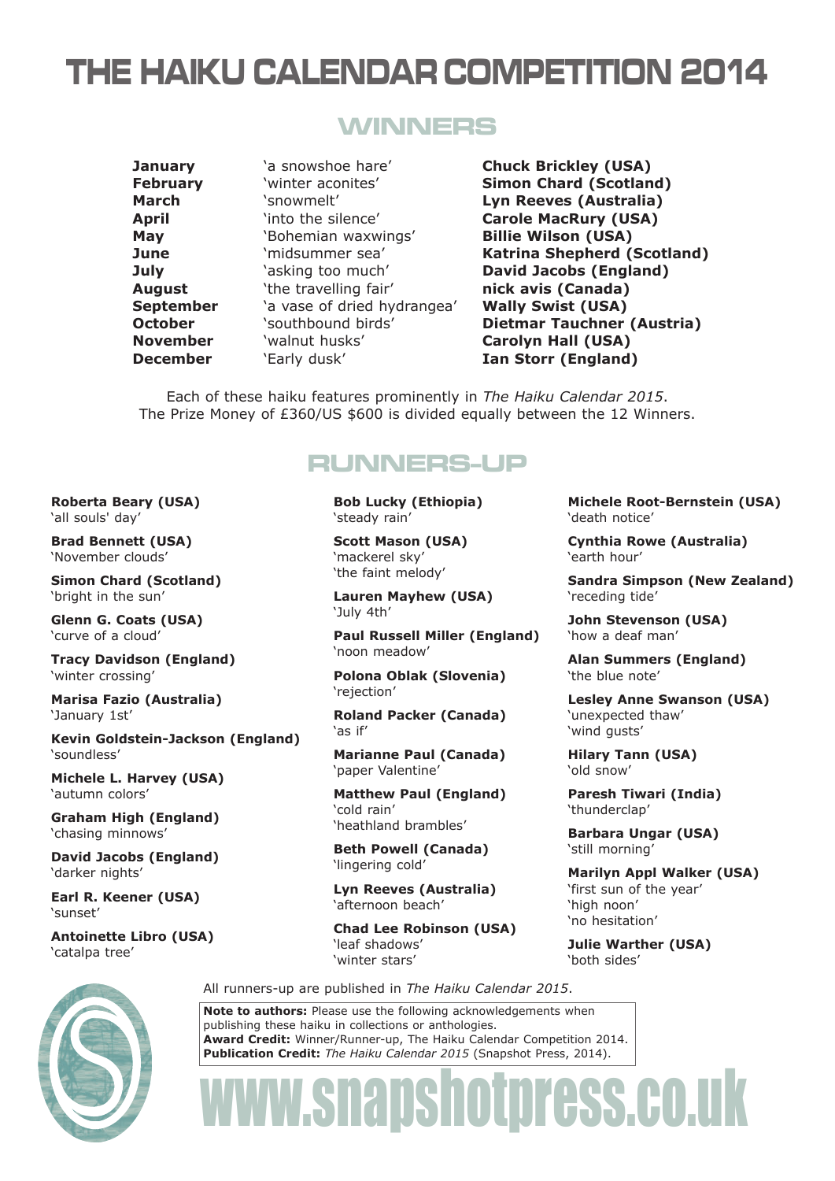# THE HAIKU CALENDAR COMPETITION 2014

## WINNERS

| | | |
|---|---|---|
| **January** | 'a snowshoe hare' | **Chuck Brickley (USA)** |
| **February** | 'winter aconites' | **Simon Chard (Scotland)** |
| **March** | 'snowmelt' | **Lyn Reeves (Australia)** |
| **April** | 'into the silence' | **Carole MacRury (USA)** |
| **May** | 'Bohemian waxwings' | **Billie Wilson (USA)** |
| **June** | 'midsummer sea' | **Katrina Shepherd (Scotland)** |
| **July** | 'asking too much' | **David Jacobs (England)** |
| **August** | 'the travelling fair' | **nick avis (Canada)** |
| **September** | 'a vase of dried hydrangea' | **Wally Swist (USA)** |
| **October** | 'southbound birds' | **Dietmar Tauchner (Austria)** |
| **November** | 'walnut husks' | **Carolyn Hall (USA)** |
| **December** | 'Early dusk' | **Ian Storr (England)** |

Each of these haiku features prominently in *The Haiku Calendar 2015*.
The Prize Money of £360/US $600 is divided equally between the 12 Winners.

## RUNNERS-UP

**Roberta Beary (USA)**
'all souls' day'

**Brad Bennett (USA)**
'November clouds'

**Simon Chard (Scotland)**
'bright in the sun'

**Glenn G. Coats (USA)**
'curve of a cloud'

**Tracy Davidson (England)**
'winter crossing'

**Marisa Fazio (Australia)**
'January 1st'

**Kevin Goldstein-Jackson (England)**
'soundless'

**Michele L. Harvey (USA)**
'autumn colors'

**Graham High (England)**
'chasing minnows'

**David Jacobs (England)**
'darker nights'

**Earl R. Keener (USA)**
'sunset'

**Antoinette Libro (USA)**
'catalpa tree'

**Bob Lucky (Ethiopia)**
'steady rain'

**Scott Mason (USA)**
'mackerel sky'
'the faint melody'

**Lauren Mayhew (USA)**
'July 4th'

**Paul Russell Miller (England)**
'noon meadow'

**Polona Oblak (Slovenia)**
'rejection'

**Roland Packer (Canada)**
'as if'

**Marianne Paul (Canada)**
'paper Valentine'

**Matthew Paul (England)**
'cold rain'
'heathland brambles'

**Beth Powell (Canada)**
'lingering cold'

**Lyn Reeves (Australia)**
'afternoon beach'

**Chad Lee Robinson (USA)**
'leaf shadows'
'winter stars'

**Michele Root-Bernstein (USA)**
'death notice'

**Cynthia Rowe (Australia)**
'earth hour'

**Sandra Simpson (New Zealand)**
'receding tide'

**John Stevenson (USA)**
'how a deaf man'

**Alan Summers (England)**
'the blue note'

**Lesley Anne Swanson (USA)**
'unexpected thaw'
'wind gusts'

**Hilary Tann (USA)**
'old snow'

**Paresh Tiwari (India)**
'thunderclap'

**Barbara Ungar (USA)**
'still morning'

**Marilyn Appl Walker (USA)**
'first sun of the year'
'high noon'
'no hesitation'

**Julie Warther (USA)**
'both sides'

All runners-up are published in *The Haiku Calendar 2015*.

**Note to authors:** Please use the following acknowledgements when publishing these haiku in collections or anthologies.
**Award Credit:** Winner/Runner-up, The Haiku Calendar Competition 2014.
**Publication Credit:** *The Haiku Calendar 2015* (Snapshot Press, 2014).

www.snapshotpress.co.uk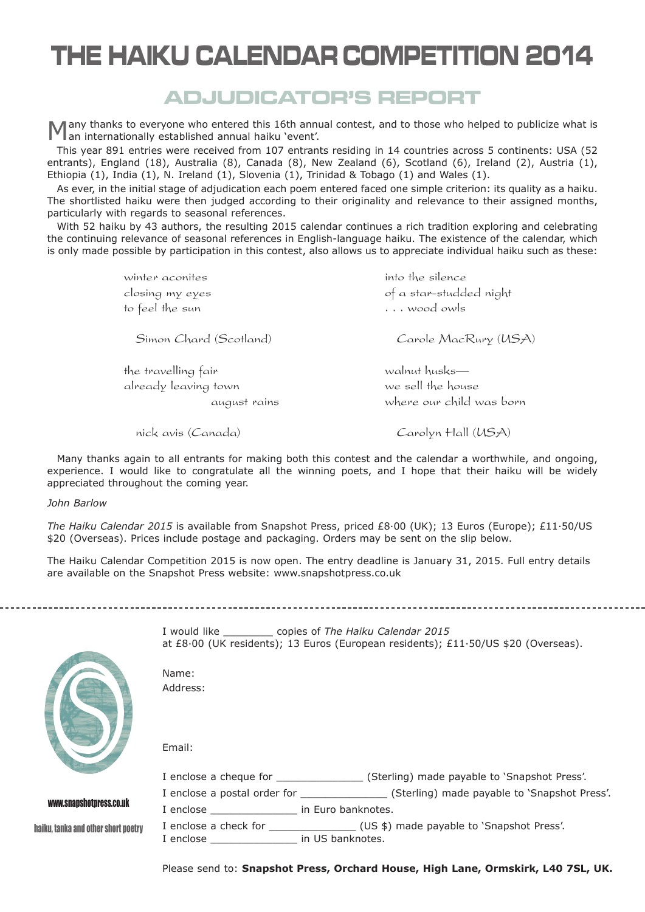# THE HAIKU CALENDAR COMPETITION 2014

## ADJUDICATOR'S REPORT

Many thanks to everyone who entered this 16th annual contest, and to those who helped to publicize what is an internationally established annual haiku 'event'.

This year 891 entries were received from 107 entrants residing in 14 countries across 5 continents: USA (52 entrants), England (18), Australia (8), Canada (8), New Zealand (6), Scotland (6), Ireland (2), Austria (1), Ethiopia (1), India (1), N. Ireland (1), Slovenia (1), Trinidad & Tobago (1) and Wales (1).

As ever, in the initial stage of adjudication each poem entered faced one simple criterion: its quality as a haiku. The shortlisted haiku were then judged according to their originality and relevance to their assigned months, particularly with regards to seasonal references.

With 52 haiku by 43 authors, the resulting 2015 calendar continues a rich tradition exploring and celebrating the continuing relevance of seasonal references in English-language haiku. The existence of the calendar, which is only made possible by participation in this contest, also allows us to appreciate individual haiku such as these:

winter aconites
closing my eyes
to feel the sun

Simon Chard (Scotland)

into the silence
of a star-studded night
. . . wood owls

Carole MacRury (USA)

the travelling fair
already leaving town
august rains

nick avis (Canada)

walnut husks—
we sell the house
where our child was born

Carolyn Hall (USA)

Many thanks again to all entrants for making both this contest and the calendar a worthwhile, and ongoing, experience. I would like to congratulate all the winning poets, and I hope that their haiku will be widely appreciated throughout the coming year.

*John Barlow*

*The Haiku Calendar 2015* is available from Snapshot Press, priced £8·00 (UK); 13 Euros (Europe); £11·50/US $20 (Overseas). Prices include postage and packaging. Orders may be sent on the slip below.

The Haiku Calendar Competition 2015 is now open. The entry deadline is January 31, 2015. Full entry details are available on the Snapshot Press website: www.snapshotpress.co.uk

---

I would like ________ copies of *The Haiku Calendar 2015* at £8·00 (UK residents); 13 Euros (European residents); £11·50/US $20 (Overseas).

Name:
Address:

Email:

I enclose a cheque for ______________ (Sterling) made payable to 'Snapshot Press'.
I enclose a postal order for ______________ (Sterling) made payable to 'Snapshot Press'.
I enclose ______________ in Euro banknotes.
I enclose a check for ______________ (US $) made payable to 'Snapshot Press'.
I enclose ______________ in US banknotes.

www.snapshotpress.co.uk

haiku, tanka and other short poetry

Please send to: **Snapshot Press, Orchard House, High Lane, Ormskirk, L40 7SL, UK.**